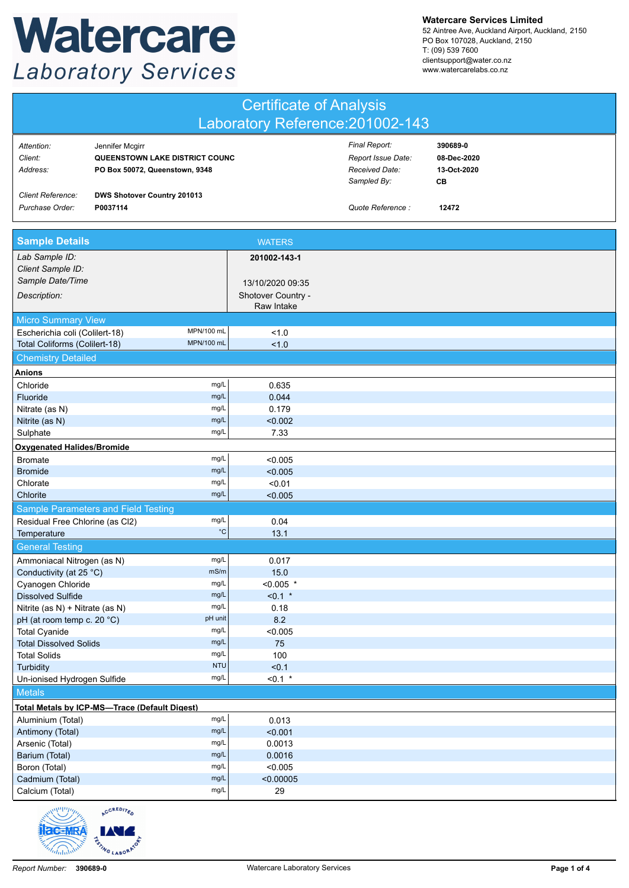# Watercare Laboratory Services

**Watercare Services Limited**
52 Aintree Ave, Auckland Airport, Auckland, 2150
PO Box 107028, Auckland, 2150
T: (09) 539 7600
clientsupport@water.co.nz
www.watercarelabs.co.nz

## Certificate of Analysis
## Laboratory Reference:201002-143

| | | | |
|---|---|---|---|
| *Attention:* | Jennifer Mcgirr | *Final Report:* | **390689-0** |
| *Client:* | **QUEENSTOWN LAKE DISTRICT COUNC** | *Report Issue Date:* | **08-Dec-2020** |
| *Address:* | **PO Box 50072, Queenstown, 9348** | *Received Date:* | **13-Oct-2020** |
| | | *Sampled By:* | **CB** |
| *Client Reference:* | **DWS Shotover Country 201013** | | |
| *Purchase Order:* | **P0037114** | *Quote Reference :* | **12472** |

| **Sample Details** | | WATERS |
|---|---|---|
| *Lab Sample ID:* | | **201002-143-1** |
| *Client Sample ID:* | | |
| *Sample Date/Time* | | 13/10/2020 09:35 |
| *Description:* | | Shotover Country - Raw Intake |
| **Micro Summary View** | | |
| Escherichia coli (Colilert-18) | MPN/100 mL | <1.0 |
| Total Coliforms (Colilert-18) | MPN/100 mL | <1.0 |
| **Chemistry Detailed** | | |
| **Anions** | | |
| Chloride | mg/L | 0.635 |
| Fluoride | mg/L | 0.044 |
| Nitrate (as N) | mg/L | 0.179 |
| Nitrite (as N) | mg/L | <0.002 |
| Sulphate | mg/L | 7.33 |
| **Oxygenated Halides/Bromide** | | |
| Bromate | mg/L | <0.005 |
| Bromide | mg/L | <0.005 |
| Chlorate | mg/L | <0.01 |
| Chlorite | mg/L | <0.005 |
| **Sample Parameters and Field Testing** | | |
| Residual Free Chlorine (as Cl2) | mg/L | 0.04 |
| Temperature | °C | 13.1 |
| **General Testing** | | |
| Ammoniacal Nitrogen (as N) | mg/L | 0.017 |
| Conductivity (at 25 °C) | mS/m | 15.0 |
| Cyanogen Chloride | mg/L | <0.005 * |
| Dissolved Sulfide | mg/L | <0.1 * |
| Nitrite (as N) + Nitrate (as N) | mg/L | 0.18 |
| pH (at room temp c. 20 °C) | pH unit | 8.2 |
| Total Cyanide | mg/L | <0.005 |
| Total Dissolved Solids | mg/L | 75 |
| Total Solids | mg/L | 100 |
| Turbidity | NTU | <0.1 |
| Un-ionised Hydrogen Sulfide | mg/L | <0.1 * |
| **Metals** | | |
| **Total Metals by ICP-MS—Trace (Default Digest)** | | |
| Aluminium (Total) | mg/L | 0.013 |
| Antimony (Total) | mg/L | <0.001 |
| Arsenic (Total) | mg/L | 0.0013 |
| Barium (Total) | mg/L | 0.0016 |
| Boron (Total) | mg/L | <0.005 |
| Cadmium (Total) | mg/L | <0.00005 |
| Calcium (Total) | mg/L | 29 |

Report Number: 390689-0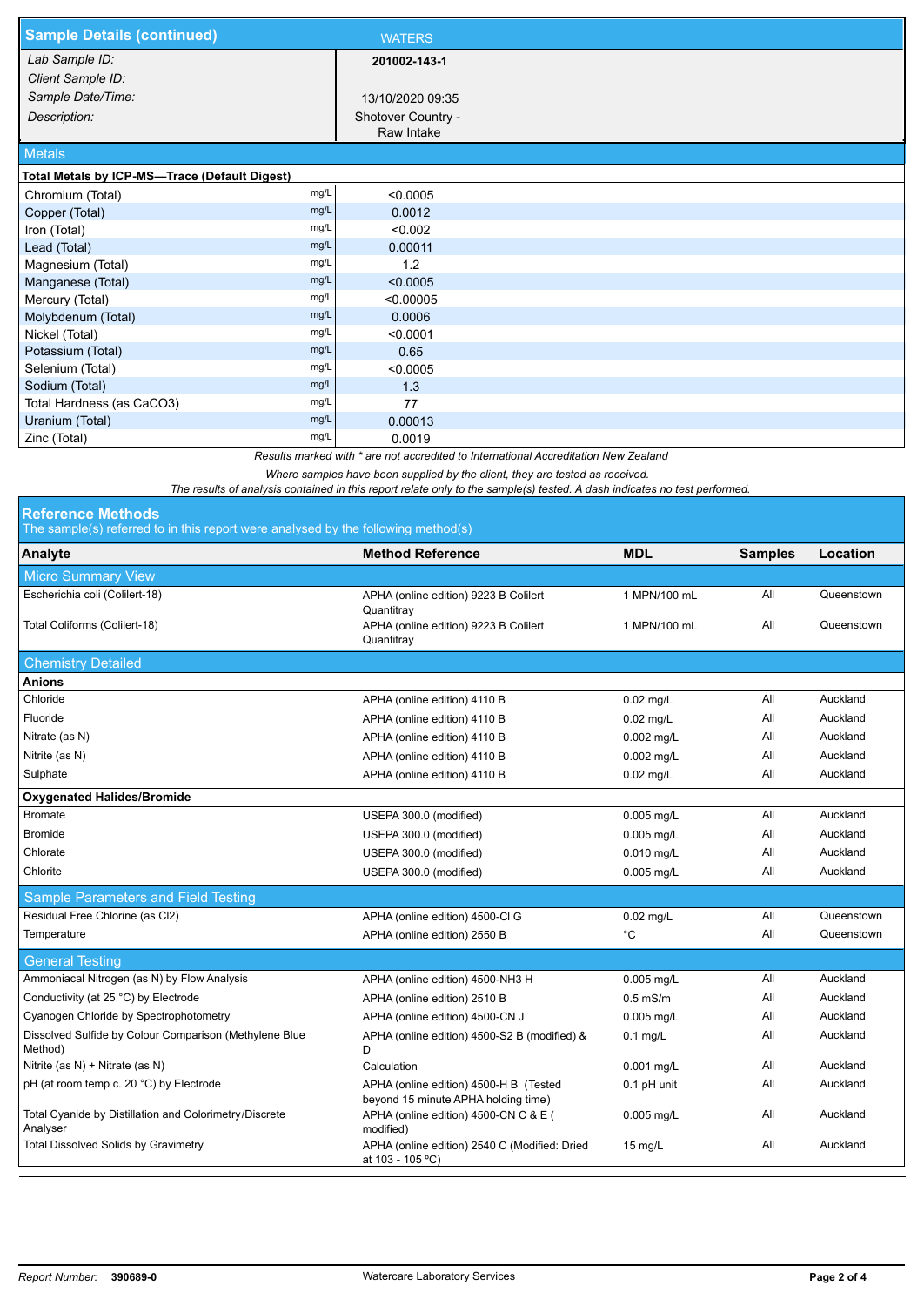## Sample Details (continued)

| | WATERS |
|---|---|
| *Lab Sample ID:* | **201002-143-1** |
| *Client Sample ID:* | |
| *Sample Date/Time:* | 13/10/2020 09:35 |
| *Description:* | Shotover Country - Raw Intake |

### Metals

**Total Metals by ICP-MS—Trace (Default Digest)**

| Analyte | Unit | Result |
|---|---|---|
| Chromium (Total) | mg/L | <0.0005 |
| Copper (Total) | mg/L | 0.0012 |
| Iron (Total) | mg/L | <0.002 |
| Lead (Total) | mg/L | 0.00011 |
| Magnesium (Total) | mg/L | 1.2 |
| Manganese (Total) | mg/L | <0.0005 |
| Mercury (Total) | mg/L | <0.00005 |
| Molybdenum (Total) | mg/L | 0.0006 |
| Nickel (Total) | mg/L | <0.0001 |
| Potassium (Total) | mg/L | 0.65 |
| Selenium (Total) | mg/L | <0.0005 |
| Sodium (Total) | mg/L | 1.3 |
| Total Hardness (as CaCO3) | mg/L | 77 |
| Uranium (Total) | mg/L | 0.00013 |
| Zinc (Total) | mg/L | 0.0019 |

*Results marked with * are not accredited to International Accreditation New Zealand*

*Where samples have been supplied by the client, they are tested as received.*

*The results of analysis contained in this report relate only to the sample(s) tested. A dash indicates no test performed.*

## Reference Methods

The sample(s) referred to in this report were analysed by the following method(s)

| Analyte | Method Reference | MDL | Samples | Location |
|---|---|---|---|---|
| **Micro Summary View** | | | | |
| Escherichia coli (Colilert-18) | APHA (online edition) 9223 B Colilert Quantitray | 1 MPN/100 mL | All | Queenstown |
| Total Coliforms (Colilert-18) | APHA (online edition) 9223 B Colilert Quantitray | 1 MPN/100 mL | All | Queenstown |
| **Chemistry Detailed** | | | | |
| **Anions** | | | | |
| Chloride | APHA (online edition) 4110 B | 0.02 mg/L | All | Auckland |
| Fluoride | APHA (online edition) 4110 B | 0.02 mg/L | All | Auckland |
| Nitrate (as N) | APHA (online edition) 4110 B | 0.002 mg/L | All | Auckland |
| Nitrite (as N) | APHA (online edition) 4110 B | 0.002 mg/L | All | Auckland |
| Sulphate | APHA (online edition) 4110 B | 0.02 mg/L | All | Auckland |
| **Oxygenated Halides/Bromide** | | | | |
| Bromate | USEPA 300.0 (modified) | 0.005 mg/L | All | Auckland |
| Bromide | USEPA 300.0 (modified) | 0.005 mg/L | All | Auckland |
| Chlorate | USEPA 300.0 (modified) | 0.010 mg/L | All | Auckland |
| Chlorite | USEPA 300.0 (modified) | 0.005 mg/L | All | Auckland |
| **Sample Parameters and Field Testing** | | | | |
| Residual Free Chlorine (as Cl2) | APHA (online edition) 4500-Cl G | 0.02 mg/L | All | Queenstown |
| Temperature | APHA (online edition) 2550 B | °C | All | Queenstown |
| **General Testing** | | | | |
| Ammoniacal Nitrogen (as N) by Flow Analysis | APHA (online edition) 4500-NH3 H | 0.005 mg/L | All | Auckland |
| Conductivity (at 25 °C) by Electrode | APHA (online edition) 2510 B | 0.5 mS/m | All | Auckland |
| Cyanogen Chloride by Spectrophotometry | APHA (online edition) 4500-CN J | 0.005 mg/L | All | Auckland |
| Dissolved Sulfide by Colour Comparison (Methylene Blue Method) | APHA (online edition) 4500-S2 B (modified) & D | 0.1 mg/L | All | Auckland |
| Nitrite (as N) + Nitrate (as N) | Calculation | 0.001 mg/L | All | Auckland |
| pH (at room temp c. 20 °C) by Electrode | APHA (online edition) 4500-H B (Tested beyond 15 minute APHA holding time) | 0.1 pH unit | All | Auckland |
| Total Cyanide by Distillation and Colorimetry/Discrete Analyser | APHA (online edition) 4500-CN C & E ( modified) | 0.005 mg/L | All | Auckland |
| Total Dissolved Solids by Gravimetry | APHA (online edition) 2540 C (Modified: Dried at 103 - 105 °C) | 15 mg/L | All | Auckland |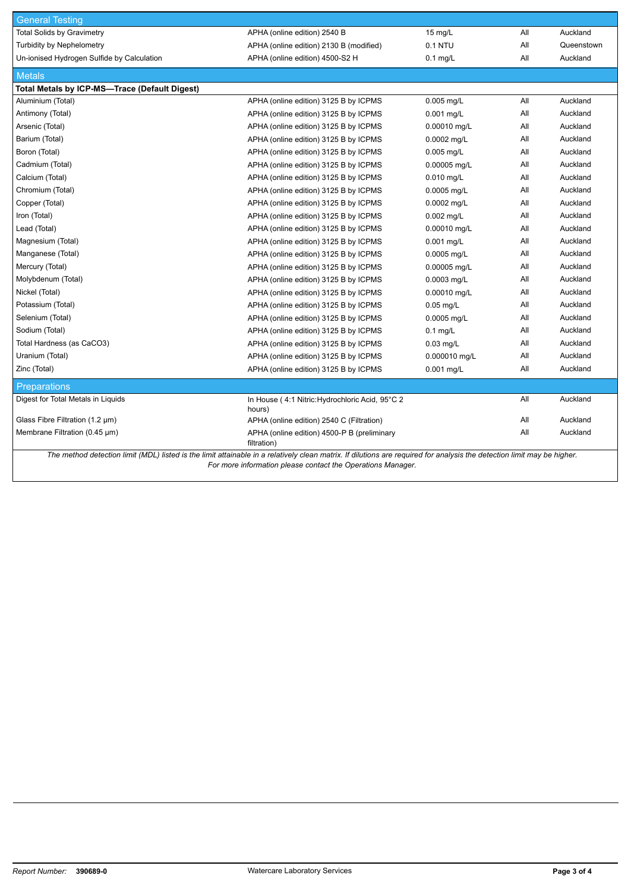| General Testing | | | | |
|---|---|---|---|---|
| Total Solids by Gravimetry | APHA (online edition) 2540 B | 15 mg/L | All | Auckland |
| Turbidity by Nephelometry | APHA (online edition) 2130 B (modified) | 0.1 NTU | All | Queenstown |
| Un-ionised Hydrogen Sulfide by Calculation | APHA (online edition) 4500-S2 H | 0.1 mg/L | All | Auckland |
| **Metals** | | | | |
| **Total Metals by ICP-MS—Trace (Default Digest)** | | | | |
| Aluminium (Total) | APHA (online edition) 3125 B by ICPMS | 0.005 mg/L | All | Auckland |
| Antimony (Total) | APHA (online edition) 3125 B by ICPMS | 0.001 mg/L | All | Auckland |
| Arsenic (Total) | APHA (online edition) 3125 B by ICPMS | 0.00010 mg/L | All | Auckland |
| Barium (Total) | APHA (online edition) 3125 B by ICPMS | 0.0002 mg/L | All | Auckland |
| Boron (Total) | APHA (online edition) 3125 B by ICPMS | 0.005 mg/L | All | Auckland |
| Cadmium (Total) | APHA (online edition) 3125 B by ICPMS | 0.00005 mg/L | All | Auckland |
| Calcium (Total) | APHA (online edition) 3125 B by ICPMS | 0.010 mg/L | All | Auckland |
| Chromium (Total) | APHA (online edition) 3125 B by ICPMS | 0.0005 mg/L | All | Auckland |
| Copper (Total) | APHA (online edition) 3125 B by ICPMS | 0.0002 mg/L | All | Auckland |
| Iron (Total) | APHA (online edition) 3125 B by ICPMS | 0.002 mg/L | All | Auckland |
| Lead (Total) | APHA (online edition) 3125 B by ICPMS | 0.00010 mg/L | All | Auckland |
| Magnesium (Total) | APHA (online edition) 3125 B by ICPMS | 0.001 mg/L | All | Auckland |
| Manganese (Total) | APHA (online edition) 3125 B by ICPMS | 0.0005 mg/L | All | Auckland |
| Mercury (Total) | APHA (online edition) 3125 B by ICPMS | 0.00005 mg/L | All | Auckland |
| Molybdenum (Total) | APHA (online edition) 3125 B by ICPMS | 0.0003 mg/L | All | Auckland |
| Nickel (Total) | APHA (online edition) 3125 B by ICPMS | 0.00010 mg/L | All | Auckland |
| Potassium (Total) | APHA (online edition) 3125 B by ICPMS | 0.05 mg/L | All | Auckland |
| Selenium (Total) | APHA (online edition) 3125 B by ICPMS | 0.0005 mg/L | All | Auckland |
| Sodium (Total) | APHA (online edition) 3125 B by ICPMS | 0.1 mg/L | All | Auckland |
| Total Hardness (as CaCO3) | APHA (online edition) 3125 B by ICPMS | 0.03 mg/L | All | Auckland |
| Uranium (Total) | APHA (online edition) 3125 B by ICPMS | 0.000010 mg/L | All | Auckland |
| Zinc (Total) | APHA (online edition) 3125 B by ICPMS | 0.001 mg/L | All | Auckland |
| **Preparations** | | | | |
| Digest for Total Metals in Liquids | In House ( 4:1 Nitric:Hydrochloric Acid, 95°C 2 hours) | | All | Auckland |
| Glass Fibre Filtration (1.2 µm) | APHA (online edition) 2540 C (Filtration) | | All | Auckland |
| Membrane Filtration (0.45 µm) | APHA (online edition) 4500-P B (preliminary filtration) | | All | Auckland |

*The method detection limit (MDL) listed is the limit attainable in a relatively clean matrix. If dilutions are required for analysis the detection limit may be higher. For more information please contact the Operations Manager.*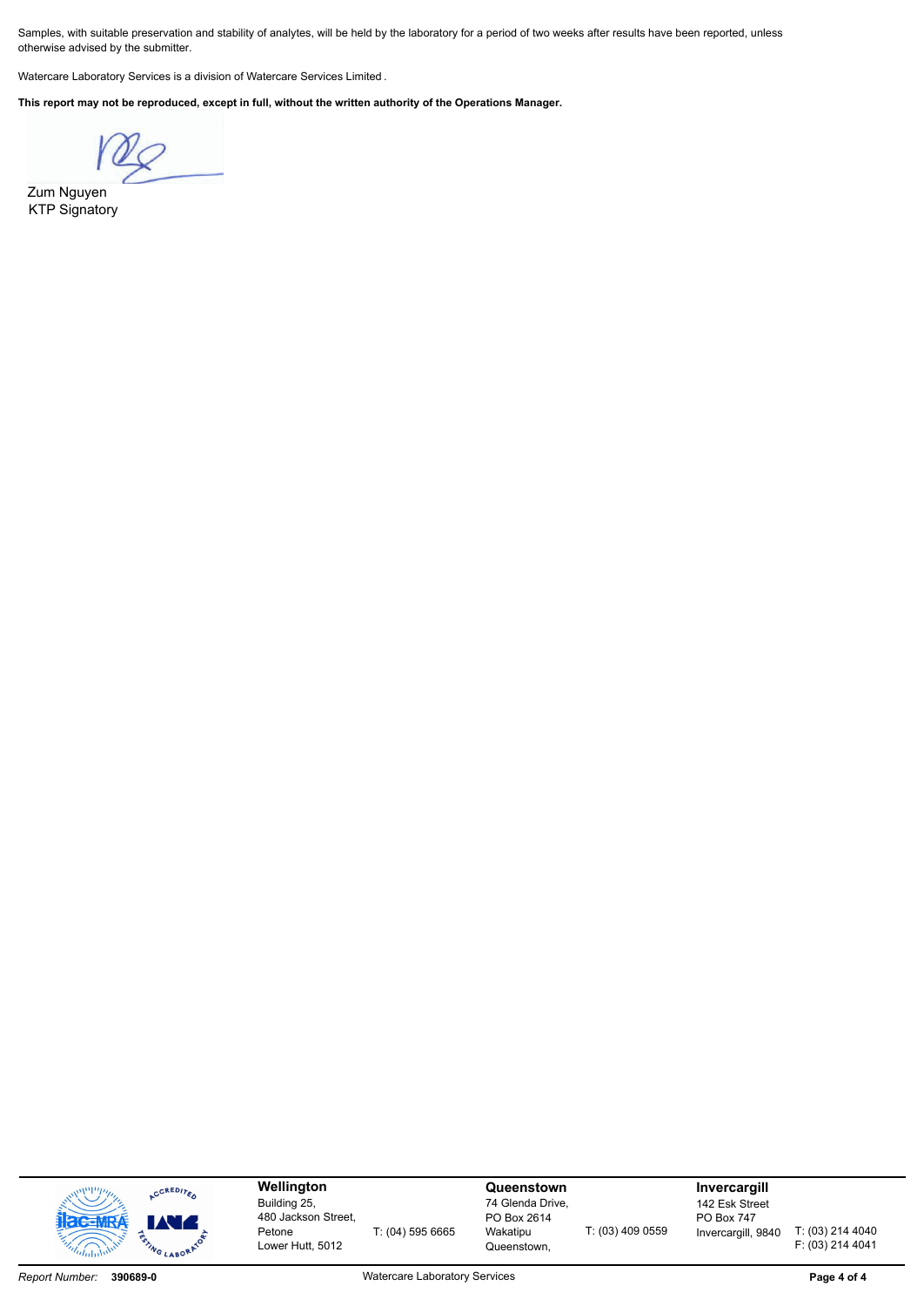Samples, with suitable preservation and stability of analytes, will be held by the laboratory for a period of two weeks after results have been reported, unless otherwise advised by the submitter.

Watercare Laboratory Services is a division of Watercare Services Limited .

**This report may not be reproduced, except in full, without the written authority of the Operations Manager.**

Zum Nguyen
KTP Signatory

**Wellington**
Building 25,
480 Jackson Street,
Petone
Lower Hutt, 5012
T: (04) 595 6665

**Queenstown**
74 Glenda Drive,
PO Box 2614
Wakatipu
Queenstown,
T: (03) 409 0559

**Invercargill**
142 Esk Street
PO Box 747
Invercargill, 9840
T: (03) 214 4040
F: (03) 214 4041